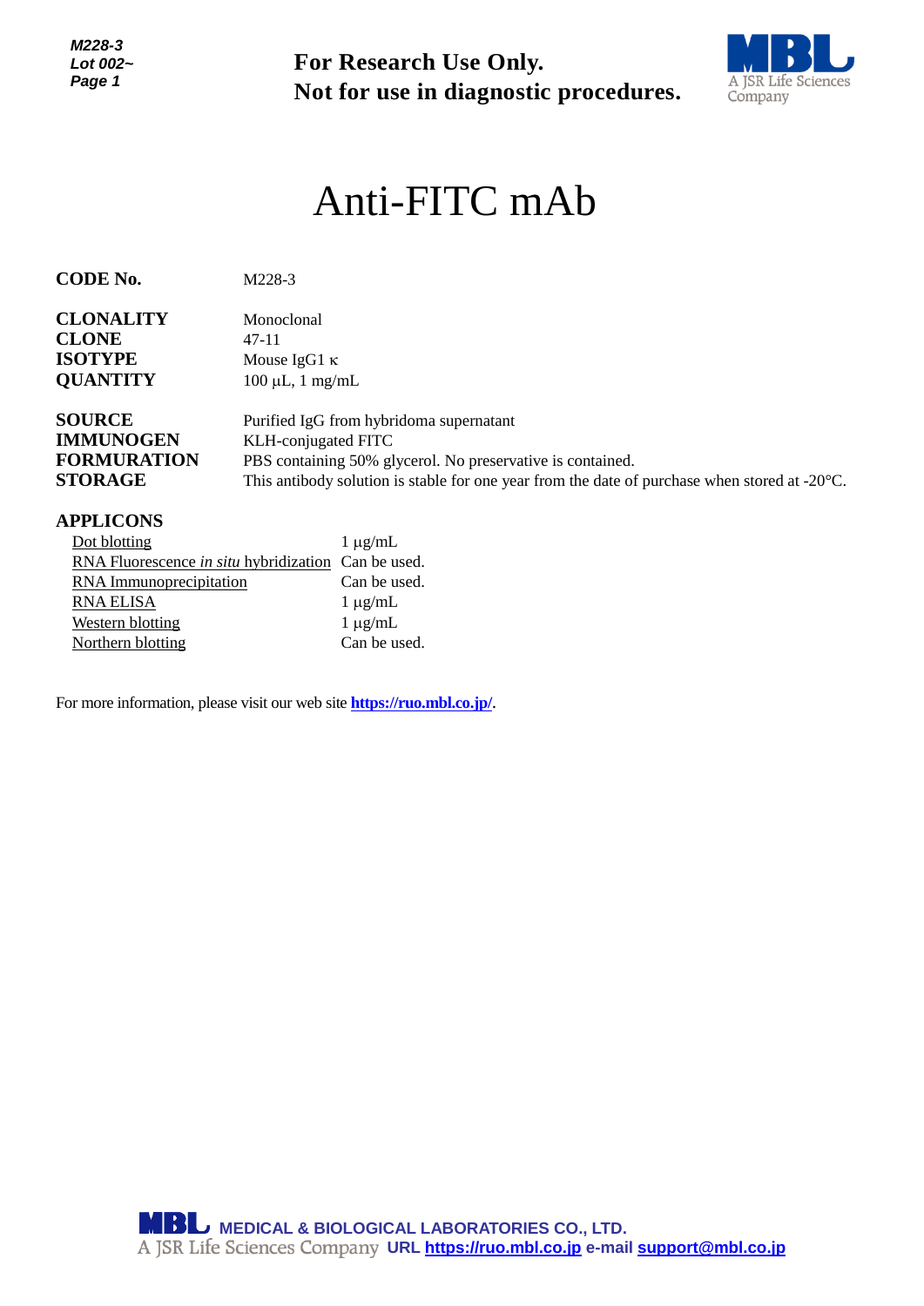For Research Use Only.
Not for use in diagnostic procedures.

# Anti-FITC mAb

| | |
|---|---|
| **CODE No.** | M228-3 |
| **CLONALITY** | Monoclonal |
| **CLONE** | 47-11 |
| **ISOTYPE** | Mouse IgG1 κ |
| **QUANTITY** | 100 µL, 1 mg/mL |
| **SOURCE** | Purified IgG from hybridoma supernatant |
| **IMMUNOGEN** | KLH-conjugated FITC |
| **FORMURATION** | PBS containing 50% glycerol. No preservative is contained. |
| **STORAGE** | This antibody solution is stable for one year from the date of purchase when stored at -20°C. |

**APPLICONS**

| | |
|---|---|
| Dot blotting | 1 µg/mL |
| RNA Fluorescence *in situ* hybridization | Can be used. |
| RNA Immunoprecipitation | Can be used. |
| RNA ELISA | 1 µg/mL |
| Western blotting | 1 µg/mL |
| Northern blotting | Can be used. |

For more information, please visit our web site **https://ruo.mbl.co.jp/**.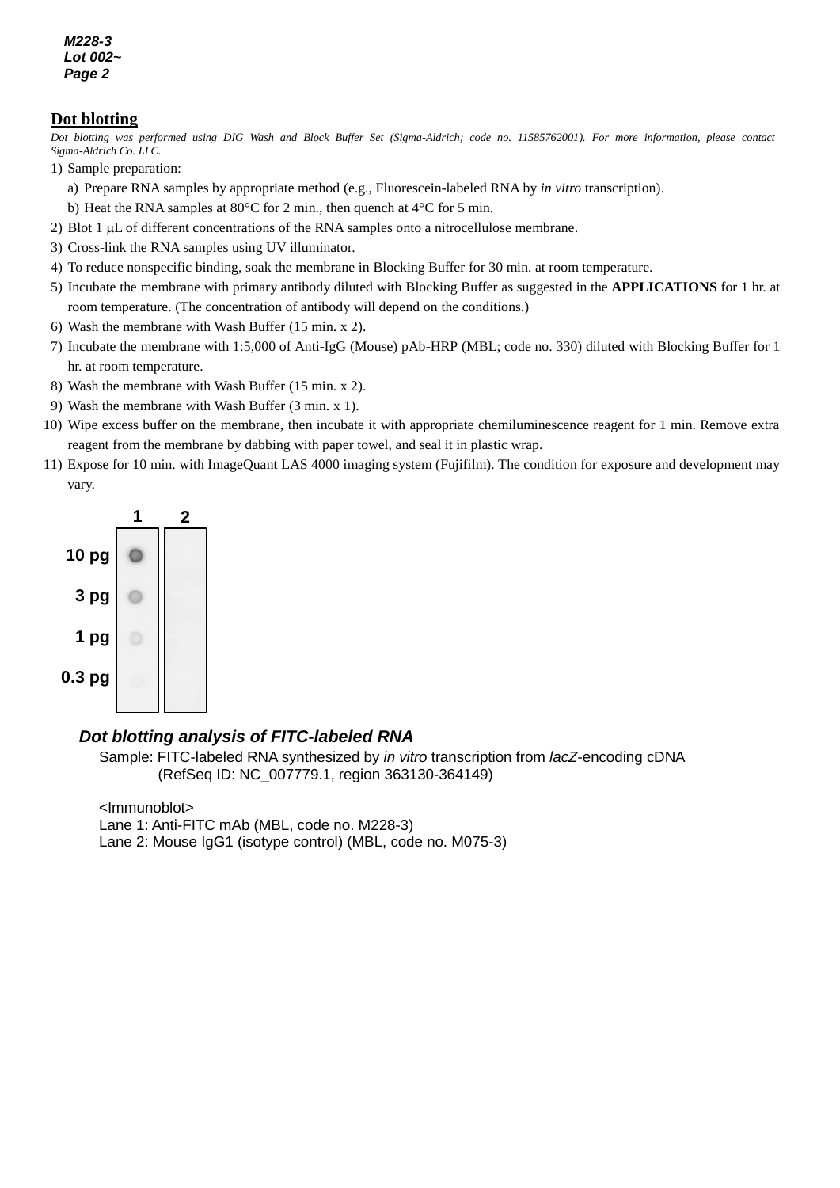## Dot blotting

*Dot blotting was performed using DIG Wash and Block Buffer Set (Sigma-Aldrich; code no. 11585762001). For more information, please contact Sigma-Aldrich Co. LLC.*

1) Sample preparation:
   a) Prepare RNA samples by appropriate method (e.g., Fluorescein-labeled RNA by *in vitro* transcription).
   b) Heat the RNA samples at 80°C for 2 min., then quench at 4°C for 5 min.
2) Blot 1 μL of different concentrations of the RNA samples onto a nitrocellulose membrane.
3) Cross-link the RNA samples using UV illuminator.
4) To reduce nonspecific binding, soak the membrane in Blocking Buffer for 30 min. at room temperature.
5) Incubate the membrane with primary antibody diluted with Blocking Buffer as suggested in the **APPLICATIONS** for 1 hr. at room temperature. (The concentration of antibody will depend on the conditions.)
6) Wash the membrane with Wash Buffer (15 min. x 2).
7) Incubate the membrane with 1:5,000 of Anti-IgG (Mouse) pAb-HRP (MBL; code no. 330) diluted with Blocking Buffer for 1 hr. at room temperature.
8) Wash the membrane with Wash Buffer (15 min. x 2).
9) Wash the membrane with Wash Buffer (3 min. x 1).
10) Wipe excess buffer on the membrane, then incubate it with appropriate chemiluminescence reagent for 1 min. Remove extra reagent from the membrane by dabbing with paper towel, and seal it in plastic wrap.
11) Expose for 10 min. with ImageQuant LAS 4000 imaging system (Fujifilm). The condition for exposure and development may vary.

1 2

10 pg
3 pg
1 pg
0.3 pg

***Dot blotting analysis of FITC-labeled RNA***

Sample: FITC-labeled RNA synthesized by *in vitro* transcription from *lacZ*-encoding cDNA (RefSeq ID: NC_007779.1, region 363130-364149)

<Immunoblot>
Lane 1: Anti-FITC mAb (MBL, code no. M228-3)
Lane 2: Mouse IgG1 (isotype control) (MBL, code no. M075-3)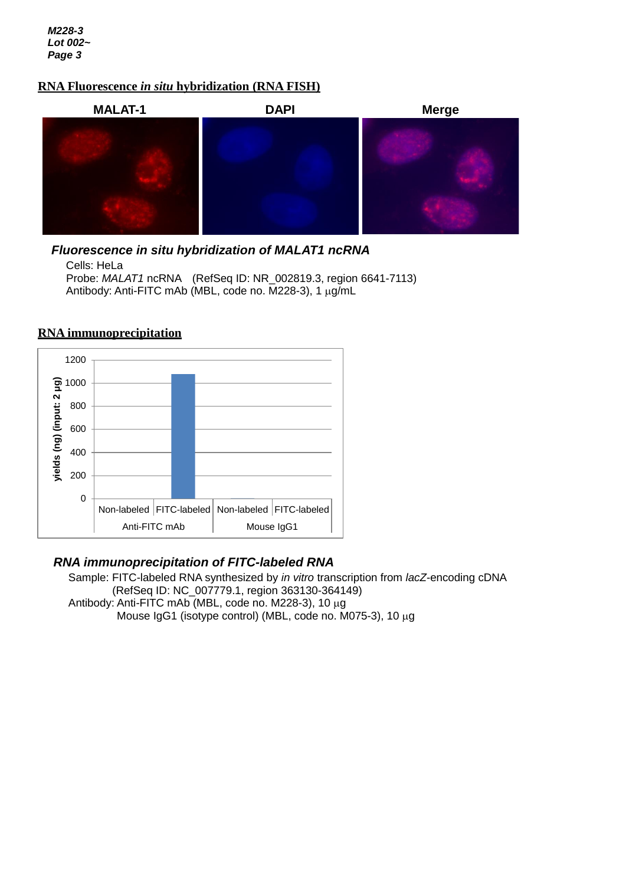## RNA Fluorescence *in situ* hybridization (RNA FISH)

MALAT-1 DAPI Merge

***Fluorescence in situ hybridization of MALAT1 ncRNA***

Cells: HeLa
Probe: *MALAT1* ncRNA (RefSeq ID: NR_002819.3, region 6641-7113)
Antibody: Anti-FITC mAb (MBL, code no. M228-3), 1 μg/mL

## RNA immunoprecipitation

***RNA immunoprecipitation of FITC-labeled RNA***

Sample: FITC-labeled RNA synthesized by *in vitro* transcription from *lacZ*-encoding cDNA (RefSeq ID: NC_007779.1, region 363130-364149)
Antibody: Anti-FITC mAb (MBL, code no. M228-3), 10 μg
Mouse IgG1 (isotype control) (MBL, code no. M075-3), 10 μg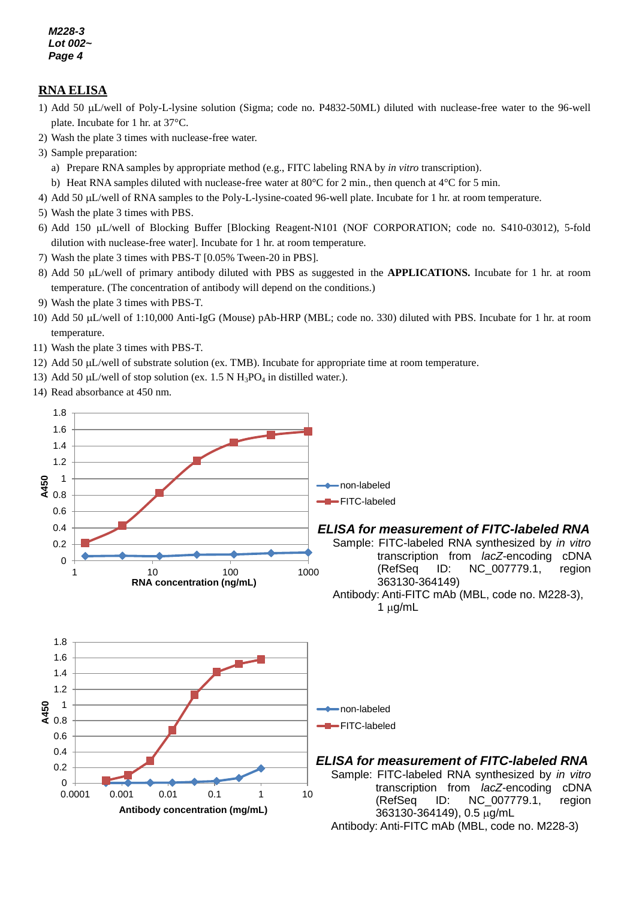## RNA ELISA

1) Add 50 μL/well of Poly-L-lysine solution (Sigma; code no. P4832-50ML) diluted with nuclease-free water to the 96-well plate. Incubate for 1 hr. at 37°C.
2) Wash the plate 3 times with nuclease-free water.
3) Sample preparation:
   a) Prepare RNA samples by appropriate method (e.g., FITC labeling RNA by *in vitro* transcription).
   b) Heat RNA samples diluted with nuclease-free water at 80°C for 2 min., then quench at 4°C for 5 min.
4) Add 50 μL/well of RNA samples to the Poly-L-lysine-coated 96-well plate. Incubate for 1 hr. at room temperature.
5) Wash the plate 3 times with PBS.
6) Add 150 μL/well of Blocking Buffer [Blocking Reagent-N101 (NOF CORPORATION; code no. S410-03012), 5-fold dilution with nuclease-free water]. Incubate for 1 hr. at room temperature.
7) Wash the plate 3 times with PBS-T [0.05% Tween-20 in PBS].
8) Add 50 μL/well of primary antibody diluted with PBS as suggested in the **APPLICATIONS.** Incubate for 1 hr. at room temperature. (The concentration of antibody will depend on the conditions.)
9) Wash the plate 3 times with PBS-T.
10) Add 50 μL/well of 1:10,000 Anti-IgG (Mouse) pAb-HRP (MBL; code no. 330) diluted with PBS. Incubate for 1 hr. at room temperature.
11) Wash the plate 3 times with PBS-T.
12) Add 50 μL/well of substrate solution (ex. TMB). Incubate for appropriate time at room temperature.
13) Add 50 μL/well of stop solution (ex. 1.5 N $H_3PO_4$ in distilled water.).
14) Read absorbance at 450 nm.

***ELISA for measurement of FITC-labeled RNA***

Sample: FITC-labeled RNA synthesized by *in vitro* transcription from *lacZ*-encoding cDNA (RefSeq ID: NC_007779.1, region 363130-364149)

Antibody: Anti-FITC mAb (MBL, code no. M228-3), 1 μg/mL

***ELISA for measurement of FITC-labeled RNA***

Sample: FITC-labeled RNA synthesized by *in vitro* transcription from *lacZ*-encoding cDNA (RefSeq ID: NC_007779.1, region 363130-364149), 0.5 μg/mL

Antibody: Anti-FITC mAb (MBL, code no. M228-3)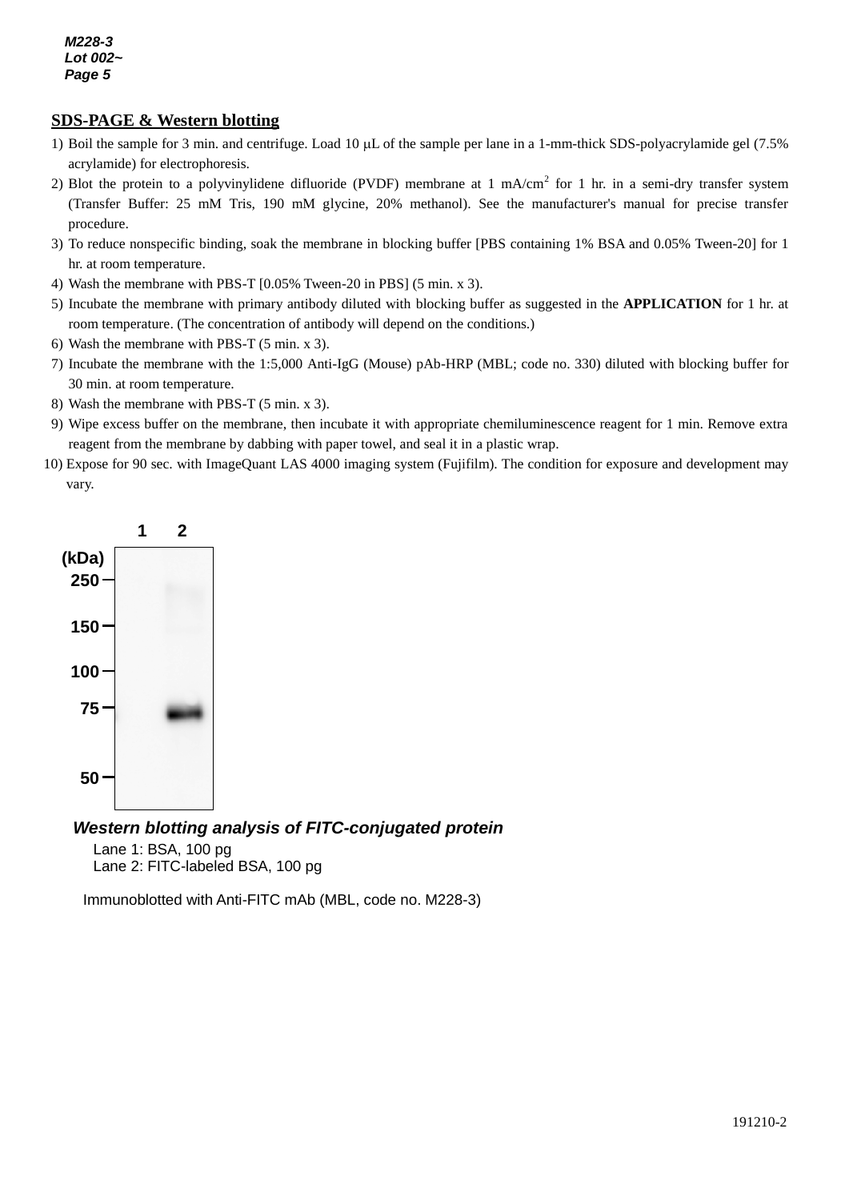## SDS-PAGE & Western blotting

1) Boil the sample for 3 min. and centrifuge. Load 10 μL of the sample per lane in a 1-mm-thick SDS-polyacrylamide gel (7.5% acrylamide) for electrophoresis.
2) Blot the protein to a polyvinylidene difluoride (PVDF) membrane at 1 mA/$cm^2$ for 1 hr. in a semi-dry transfer system (Transfer Buffer: 25 mM Tris, 190 mM glycine, 20% methanol). See the manufacturer's manual for precise transfer procedure.
3) To reduce nonspecific binding, soak the membrane in blocking buffer [PBS containing 1% BSA and 0.05% Tween-20] for 1 hr. at room temperature.
4) Wash the membrane with PBS-T [0.05% Tween-20 in PBS] (5 min. x 3).
5) Incubate the membrane with primary antibody diluted with blocking buffer as suggested in the **APPLICATION** for 1 hr. at room temperature. (The concentration of antibody will depend on the conditions.)
6) Wash the membrane with PBS-T (5 min. x 3).
7) Incubate the membrane with the 1:5,000 Anti-IgG (Mouse) pAb-HRP (MBL; code no. 330) diluted with blocking buffer for 30 min. at room temperature.
8) Wash the membrane with PBS-T (5 min. x 3).
9) Wipe excess buffer on the membrane, then incubate it with appropriate chemiluminescence reagent for 1 min. Remove extra reagent from the membrane by dabbing with paper towel, and seal it in a plastic wrap.
10) Expose for 90 sec. with ImageQuant LAS 4000 imaging system (Fujifilm). The condition for exposure and development may vary.

1 2

(kDa)
250
150
100
75
50

***Western blotting analysis of FITC-conjugated protein***

Lane 1: BSA, 100 pg
Lane 2: FITC-labeled BSA, 100 pg

Immunoblotted with Anti-FITC mAb (MBL, code no. M228-3)